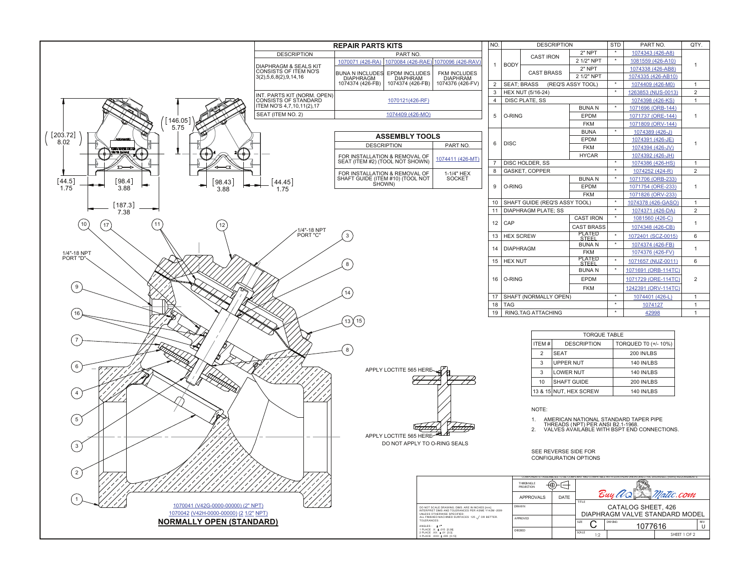## REPAIR PARTS KITS

| DESCRIPTION | PART NO. | | |
|---|---|---|---|
| DIAPHRAGM & SEALS KIT CONSISTS OF ITEM NO'S 3(2),5,6,8(2),9,14,16 | 1070071 (426-RA) BUNA N INCLUDES DIAPHRAGM 1074374 (426-FB) | 1070084 (426-RAE) EPDM INCLUDES DIAPHRAM 1074374 (426-FB) | 1070096 (426-RAV) FKM INCLUDES DIAPHRAM 1074376 (426-FV) |
| INT. PARTS KIT (NORM. OPEN) CONSISTS OF STANDARD ITEM NO'S 4,7,10,11(2),17 | 1070121(426-RF) | | |
| SEAT (ITEM NO. 2) | 1074409 (426-MO) | | |

## ASSEMBLY TOOLS

| DESCRIPTION | PART NO. |
|---|---|
| FOR INSTALLATION & REMOVAL OF SEAT (ITEM #2) (TOOL NOT SHOWN) | 1074411 (426-MT) |
| FOR INSTALLATION & REMOVAL OF SHAFT GUIDE (ITEM #10) (TOOL NOT SHOWN) | 1-1/4" HEX SOCKET |

| NO. | DESCRIPTION | | | STD | PART NO. | QTY. |
|---|---|---|---|---|---|---|
| 1 | BODY | CAST IRON | 2" NPT | * | 1074343 (426-A8) | 1 |
| | | | 2 1/2" NPT | * | 1081559 (426-A10) | |
| | | CAST BRASS | 2" NPT | | 1074338 (426-AB8) | |
| | | | 2 1/2" NPT | | 1074335 (426-AB10) | |
| 2 | SEAT; BRASS (REQ'S ASSY TOOL) | | | * | 1074409 (426-M0) | 1 |
| 3 | HEX NUT (5/16-24) | | | * | 1263853 (NUS-0013) | 2 |
| 4 | DISC PLATE, SS | | | | 1074398 (426-KS) | 1 |
| 5 | O-RING | | BUNA N | * | 1071696 (ORB-144) | 1 |
| | | | EPDM | | 1071737 (ORE-144) | |
| | | | FKM | | 1071809 (ORV-144) | |
| 6 | DISC | | BUNA | * | 1074389 (426-J) | 1 |
| | | | EPDM | | 1074391 (426-JE) | |
| | | | FKM | | 1074394 (426-JV) | |
| | | | HYCAR | | 1074392 (426-JH) | |
| 7 | DISC HOLDER, SS | | | * | 1074386 (426-HS) | 1 |
| 8 | GASKET, COPPER | | | * | 1074252 (424-R) | 2 |
| 9 | O-RING | | BUNA N | * | 1071706 (ORB-233) | 1 |
| | | | EPDM | | 1071754 (ORE-233) | |
| | | | FKM | | 1071826 (ORV-233) | |
| 10 | SHAFT GUIDE (REQ'S ASSY TOOL) | | | * | 1074378 (426-GASO) | 1 |
| 11 | DIAPHRAGM PLATE; SS | | | * | 1074371 (426-DA) | 2 |
| 12 | CAP | | CAST IRON | * | 1081560 (426-C) | 1 |
| | | | CAST BRASS | | 1074348 (426-CB) | |
| 13 | HEX SCREW | | PLATED STEEL | * | 1072401 (SCZ-0015) | 6 |
| 14 | DIAPHRAGM | | BUNA N | * | 1074374 (426-FB) | 1 |
| | | | FKM | | 1074376 (426-FV) | |
| 15 | HEX NUT | | PLATED STEEL | * | 1071657 (NUZ-0011) | 6 |
| 16 | O-RING | | BUNA N | * | 1071691 (ORB-114TC) | 2 |
| | | | EPDM | | 1071729 (ORE-114TC) | |
| | | | FKM | | 1242391 (ORV-114TC) | |
| 17 | SHAFT (NORMALLY OPEN) | | | * | 1074401 (426-L) | 1 |
| 18 | TAG | | | * | 1074127 | 1 |
| 19 | RING,TAG ATTACHING | | | * | 42998 | 1 |

| TORQUE TABLE | | |
|---|---|---|
| ITEM # | DESCRIPTION | TORQUED T0 (+/- 10%) |
| 2 | SEAT | 200 IN/LBS |
| 3 | UPPER NUT | 140 IN/LBS |
| 3 | LOWER NUT | 140 IN/LBS |
| 10 | SHAFT GUIDE | 200 IN/LBS |
| 13 & 15 | NUT, HEX SCREW | 140 IN/LBS |

NOTE:

1. AMERICAN NATIONAL STANDARD TAPER PIPE THREADS (NPT) PER ANSI B2.1-1968.
2. VALVES AVAILABLE WITH BSPT END CONNECTIONS.

SEE REVERSE SIDE FOR CONFIGURATION OPTIONS

[203.72] 8.02 — [146.05] 5.75 — [44.5] 1.75 — [98.4] 3.88 — [98.43] 3.88 — [44.45] 1.75 — [187.3] 7.38

1/4"-18 NPT PORT "C"

1/4"-18 NPT PORT "D"

APPLY LOCTITE 565 HERE

APPLY LOCTITE 565 HERE

DO NOT APPLY TO O-RING SEALS

1070041 (V42G-0000-00000) (2" NPT)

1070042 (V42H-0000-00000) (2 1/2" NPT)

**NORMALLY OPEN (STANDARD)**

COMPONENTS / ASSEMBLIES TO BE COMPLIANT AND COMPATIBLE WITH EUROPEAN UNION DIRECTIVE 2011/65/EU (ROHS) REQUIREMENTS

DO NOT SCALE DRAWING. DIMS. ARE IN INCHES [mm]. INTERPRET DIMS AND TOLERANCES PER ASME Y14.5M -2009. UNLESS OTHERWISE SPECIFIED: ALL FINISHED MACHINED SURFACES 125 OR BETTER. TOLERANCES: ANGLES: ± 1° 1 PLACE .X ± .015 [0.38] 2 PLACE .XX ± .01 [0.3] 3 PLACE .XXX ± .005 [0.13]

THIRD ANGLE PROJECTION — APPROVALS — DATE — DRAWN — APPROVED — CHECKED

BuyAQMatic.com

TITLE: CATALOG SHEET, 426 DIAPHRAGM VALVE STANDARD MODEL

SIZE: C — DWG NO. 1077616 — REV U — SCALE 1:2 — SHEET 1 OF 2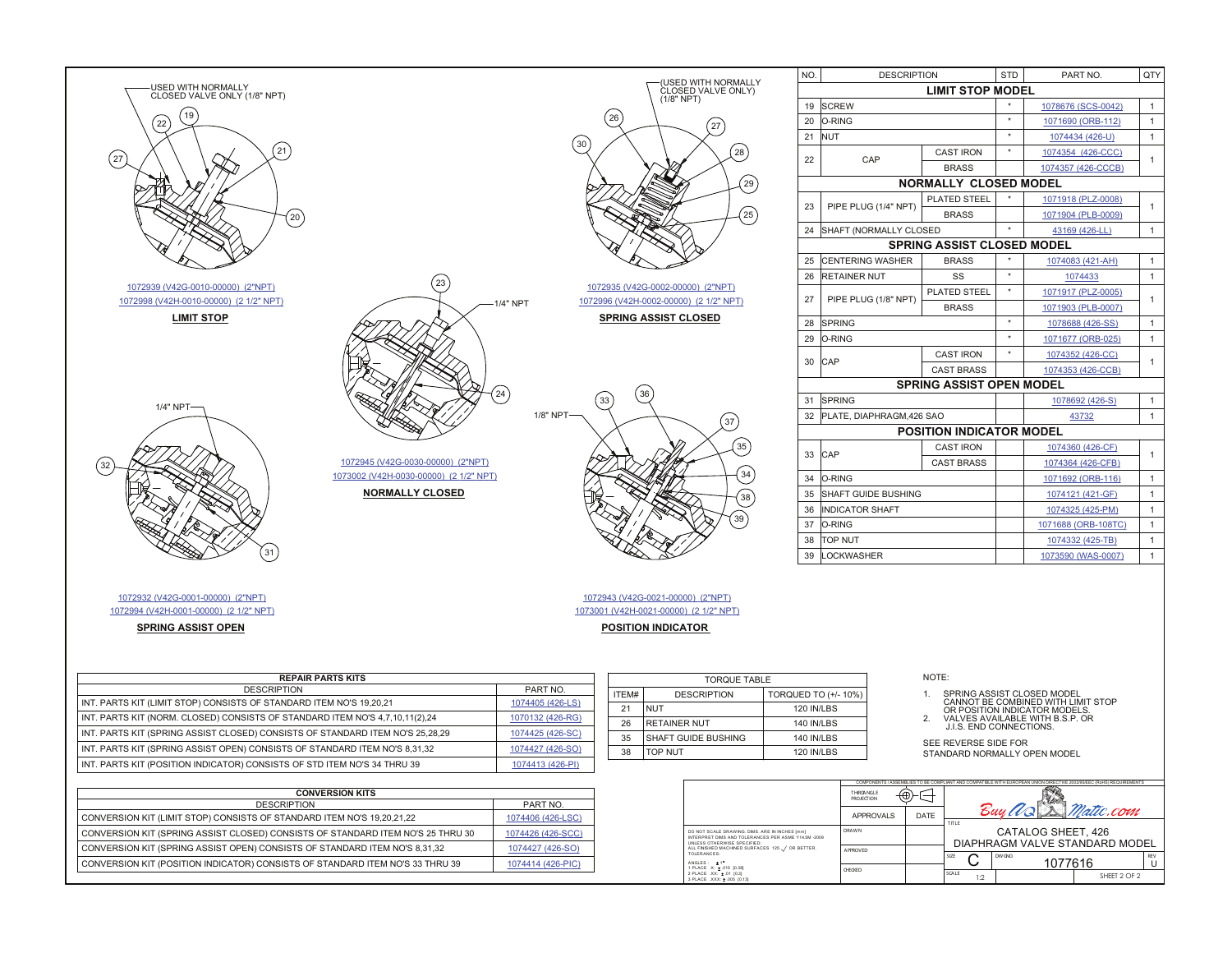USED WITH NORMALLY CLOSED VALVE ONLY (1/8" NPT)

19 22 27 21 20

1072939 (V42G-0010-00000) (2"NPT)
1072998 (V42H-0010-00000) (2 1/2" NPT)

**LIMIT STOP**

(USED WITH NORMALLY CLOSED VALVE ONLY) (1/8" NPT)

26 27 30 28 29 25

1072935 (V42G-0002-00000) (2"NPT)
1072996 (V42H-0002-00000) (2 1/2" NPT)

**SPRING ASSIST CLOSED**

23 1/4" NPT 24

1072945 (V42G-0030-00000) (2"NPT)
1073002 (V42H-0030-00000) (2 1/2" NPT)

**NORMALLY CLOSED**

1/4" NPT 32 31

1072932 (V42G-0001-00000) (2"NPT)
1072994 (V42H-0001-00000) (2 1/2" NPT)

**SPRING ASSIST OPEN**

1/8" NPT 33 36 37 35 34 38 39

1072943 (V42G-0021-00000) (2"NPT)
1073001 (V42H-0021-00000) (2 1/2" NPT)

**POSITION INDICATOR**

| NO. | DESCRIPTION | | STD | PART NO. | QTY |
|---|---|---|---|---|---|
| | **LIMIT STOP MODEL** | | | | |
| 19 | SCREW | | * | 1078676 (SCS-0042) | 1 |
| 20 | O-RING | | * | 1071690 (ORB-112) | 1 |
| 21 | NUT | | * | 1074434 (426-U) | 1 |
| 22 | CAP | CAST IRON | * | 1074354 (426-CCC) | 1 |
| | | BRASS | | 1074357 (426-CCCB) | |
| | **NORMALLY CLOSED MODEL** | | | | |
| 23 | PIPE PLUG (1/4" NPT) | PLATED STEEL | * | 1071918 (PLZ-0008) | 1 |
| | | BRASS | | 1071904 (PLB-0009) | |
| 24 | SHAFT (NORMALLY CLOSED | | * | 43169 (426-LL) | 1 |
| | **SPRING ASSIST CLOSED MODEL** | | | | |
| 25 | CENTERING WASHER | BRASS | * | 1074083 (421-AH) | 1 |
| 26 | RETAINER NUT | SS | * | 1074433 | 1 |
| 27 | PIPE PLUG (1/8" NPT) | PLATED STEEL | * | 1071917 (PLZ-0005) | 1 |
| | | BRASS | | 1071903 (PLB-0007) | |
| 28 | SPRING | | * | 1078688 (426-SS) | 1 |
| 29 | O-RING | | * | 1071677 (ORB-025) | 1 |
| 30 | CAP | CAST IRON | * | 1074352 (426-CC) | 1 |
| | | CAST BRASS | | 1074353 (426-CCB) | |
| | **SPRING ASSIST OPEN MODEL** | | | | |
| 31 | SPRING | | | 1078692 (426-S) | 1 |
| 32 | PLATE, DIAPHRAGM,426 SAO | | | 43732 | 1 |
| | **POSITION INDICATOR MODEL** | | | | |
| 33 | CAP | CAST IRON | | 1074360 (426-CF) | 1 |
| | | CAST BRASS | | 1074364 (426-CFB) | |
| 34 | O-RING | | | 1071692 (ORB-116) | 1 |
| 35 | SHAFT GUIDE BUSHING | | | 1074121 (421-GF) | 1 |
| 36 | INDICATOR SHAFT | | | 1074325 (425-PM) | 1 |
| 37 | O-RING | | | 1071688 (ORB-108TC) | 1 |
| 38 | TOP NUT | | | 1074332 (425-TB) | 1 |
| 39 | LOCKWASHER | | | 1073590 (WAS-0007) | 1 |

| REPAIR PARTS KITS | |
|---|---|
| DESCRIPTION | PART NO. |
| INT. PARTS KIT (LIMIT STOP) CONSISTS OF STANDARD ITEM NO'S 19,20,21 | 1074405 (426-LS) |
| INT. PARTS KIT (NORM. CLOSED) CONSISTS OF STANDARD ITEM NO'S 4,7,10,11(2),24 | 1070132 (426-RG) |
| INT. PARTS KIT (SPRING ASSIST CLOSED) CONSISTS OF STANDARD ITEM NO'S 25,28,29 | 1074425 (426-SC) |
| INT. PARTS KIT (SPRING ASSIST OPEN) CONSISTS OF STANDARD ITEM NO'S 8,31,32 | 1074427 (426-SO) |
| INT. PARTS KIT (POSITION INDICATOR) CONSISTS OF STD ITEM NO'S 34 THRU 39 | 1074413 (426-PI) |

| CONVERSION KITS | |
|---|---|
| DESCRIPTION | PART NO. |
| CONVERSION KIT (LIMIT STOP) CONSISTS OF STANDARD ITEM NO'S 19,20,21,22 | 1074406 (426-LSC) |
| CONVERSION KIT (SPRING ASSIST CLOSED) CONSISTS OF STANDARD ITEM NO'S 25 THRU 30 | 1074426 (426-SCC) |
| CONVERSION KIT (SPRING ASSIST OPEN) CONSISTS OF STANDARD ITEM NO'S 8,31,32 | 1074427 (426-SO) |
| CONVERSION KIT (POSITION INDICATOR) CONSISTS OF STANDARD ITEM NO'S 33 THRU 39 | 1074414 (426-PIC) |

| TORQUE TABLE | | |
|---|---|---|
| ITEM# | DESCRIPTION | TORQUED TO (+/- 10%) |
| 21 | NUT | 120 IN/LBS |
| 26 | RETAINER NUT | 140 IN/LBS |
| 35 | SHAFT GUIDE BUSHING | 140 IN/LBS |
| 38 | TOP NUT | 120 IN/LBS |

NOTE:

1. SPRING ASSIST CLOSED MODEL CANNOT BE COMBINED WITH LIMIT STOP OR POSITION INDICATOR MODELS.
2. VALVES AVAILABLE WITH B.S.P. OR J.I.S. END CONNECTIONS.

SEE REVERSE SIDE FOR STANDARD NORMALLY OPEN MODEL

COMPONENTS / ASSEMBLIES TO BE COMPLIANT AND COMPATIBLE WITH EUROPEAN UNION DIRECTIVE 2002/95/EEC (RoHS) REQUIREMENTS

DO NOT SCALE DRAWING. DIMS. ARE IN INCHES [mm]. INTERPRET DIMS AND TOLERANCES PER ASME Y14.5M -2009. UNLESS OTHERWISE SPECIFIED: ALL FINISHED MACHINED SURFACES 125 √ OR BETTER. TOLERANCES: ANGLES: ± 1° 1 PLACE .X ± .015 [0.38] 2 PLACE .XX ± .01 [0.3] 3 PLACE .XXX ± .005 [0.13]

THIRD ANGLE PROJECTION | APPROVALS | DATE | DRAWN | APPROVED | CHECKED

Buy ASCO Matic.com

TITLE: CATALOG SHEET, 426 DIAPHRAGM VALVE STANDARD MODEL

SIZE: C | DWG NO.: 1077616 | REV: U | SCALE: 1:2 | SHEET 2 OF 2